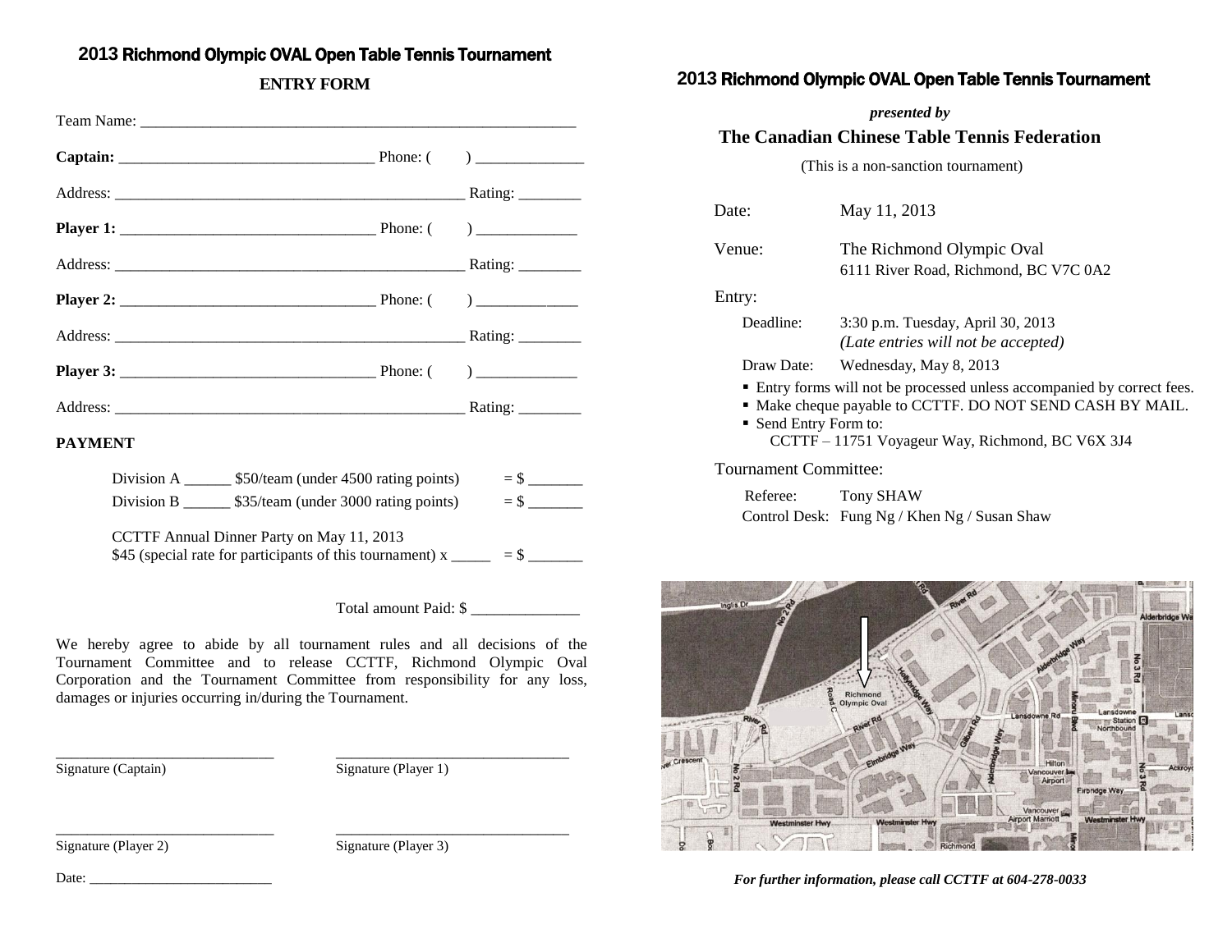# 2013 Richmond Olympic OVAL Open Table Tennis Tournament

## ENTRY FORM

Team Name: ___________________________________________________________

**Captain:** _________________________________ Phone: (      ) ______________

Address: _______________________________________________ Rating: ________

**Player 1:** _________________________________ Phone: (      ) _____________

Address: _______________________________________________ Rating: ________

**Player 2:** _________________________________ Phone: (      ) _____________

Address: _______________________________________________ Rating: ________

**Player 3:** _________________________________ Phone: (      ) _____________

Address: _______________________________________________ Rating: ________

**PAYMENT**

Division A ______ $50/team (under 4500 rating points) = $ _______

Division B ______ $35/team (under 3000 rating points) = $ _______

CCTTF Annual Dinner Party on May 11, 2013
$45 (special rate for participants of this tournament) x _____ = $ _______

Total amount Paid: $ ______________

We hereby agree to abide by all tournament rules and all decisions of the Tournament Committee and to release CCTTF, Richmond Olympic Oval Corporation and the Tournament Committee from responsibility for any loss, damages or injuries occurring in/during the Tournament.

_____________________________ Signature (Captain)

_______________________________ Signature (Player 1)

_____________________________ Signature (Player 2)

_______________________________ Signature (Player 3)

Date: _________________________

# 2013 Richmond Olympic OVAL Open Table Tennis Tournament

*presented by*

## The Canadian Chinese Table Tennis Federation

(This is a non-sanction tournament)

Date: May 11, 2013

Venue: The Richmond Olympic Oval
6111 River Road, Richmond, BC V7C 0A2

Entry:

Deadline: 3:30 p.m. Tuesday, April 30, 2013
*(Late entries will not be accepted)*

Draw Date: Wednesday, May 8, 2013

- Entry forms will not be processed unless accompanied by correct fees.
- Make cheque payable to CCTTF. DO NOT SEND CASH BY MAIL.
- Send Entry Form to:
  CCTTF – 11751 Voyageur Way, Richmond, BC V6X 3J4

Tournament Committee:

Referee: Tony SHAW

Control Desk: Fung Ng / Khen Ng / Susan Shaw

***For further information, please call CCTTF at 604-278-0033***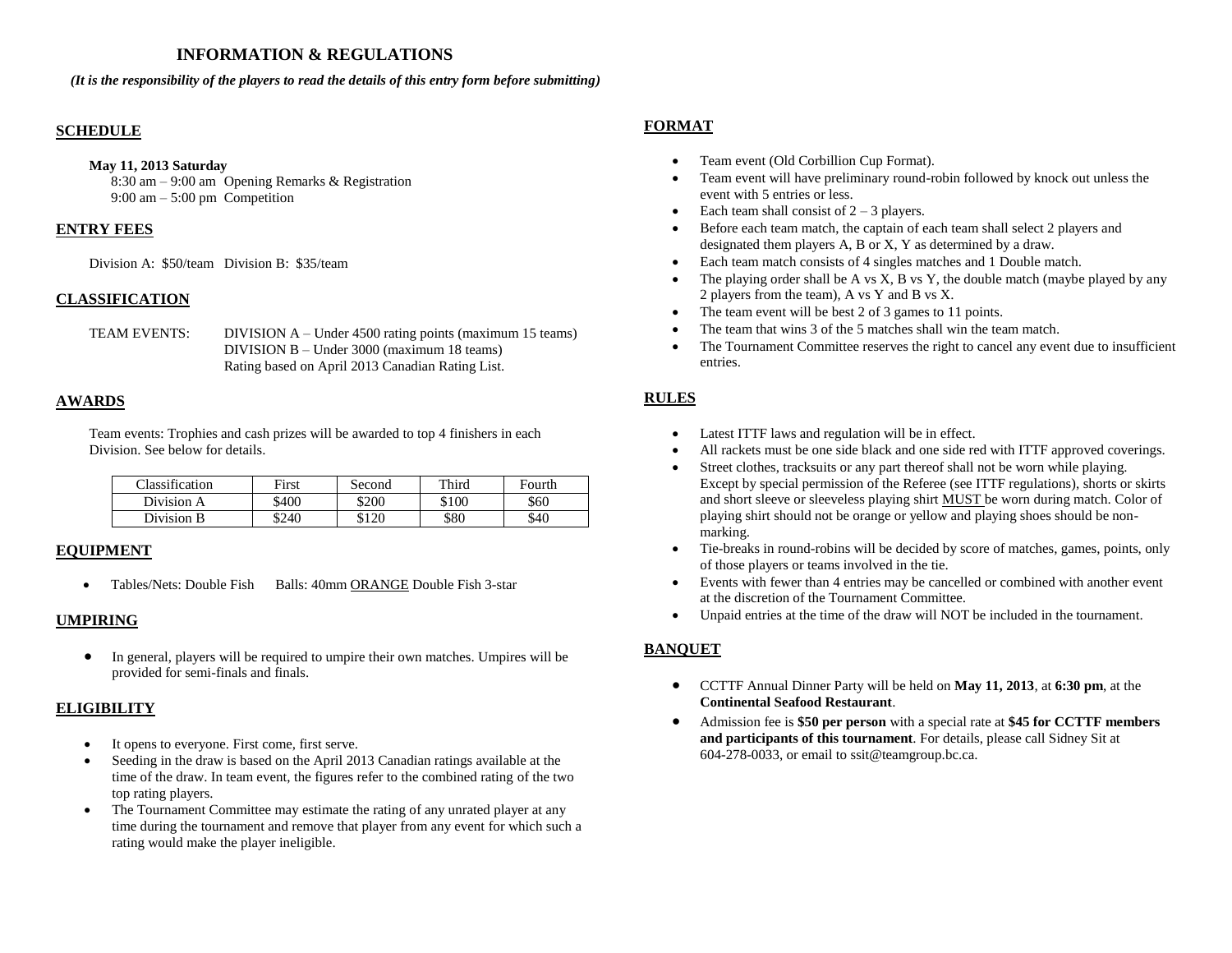# INFORMATION & REGULATIONS

*(It is the responsibility of the players to read the details of this entry form before submitting)*

## SCHEDULE

**May 11, 2013 Saturday**
8:30 am – 9:00 am Opening Remarks & Registration
9:00 am – 5:00 pm Competition

## ENTRY FEES

Division A: $50/team Division B: $35/team

## CLASSIFICATION

TEAM EVENTS: DIVISION A – Under 4500 rating points (maximum 15 teams)
DIVISION B – Under 3000 (maximum 18 teams)
Rating based on April 2013 Canadian Rating List.

## AWARDS

Team events: Trophies and cash prizes will be awarded to top 4 finishers in each Division. See below for details.

| Classification | First | Second | Third | Fourth |
|---|---|---|---|---|
| Division A | $400 | $200 | $100 | $60 |
| Division B | $240 | $120 | $80 | $40 |

## EQUIPMENT

- Tables/Nets: Double Fish Balls: 40mm ORANGE Double Fish 3-star

## UMPIRING

- In general, players will be required to umpire their own matches. Umpires will be provided for semi-finals and finals.

## ELIGIBILITY

- It opens to everyone. First come, first serve.
- Seeding in the draw is based on the April 2013 Canadian ratings available at the time of the draw. In team event, the figures refer to the combined rating of the two top rating players.
- The Tournament Committee may estimate the rating of any unrated player at any time during the tournament and remove that player from any event for which such a rating would make the player ineligible.

## FORMAT

- Team event (Old Corbillion Cup Format).
- Team event will have preliminary round-robin followed by knock out unless the event with 5 entries or less.
- Each team shall consist of 2 – 3 players.
- Before each team match, the captain of each team shall select 2 players and designated them players A, B or X, Y as determined by a draw.
- Each team match consists of 4 singles matches and 1 Double match.
- The playing order shall be A vs X, B vs Y, the double match (maybe played by any 2 players from the team), A vs Y and B vs X.
- The team event will be best 2 of 3 games to 11 points.
- The team that wins 3 of the 5 matches shall win the team match.
- The Tournament Committee reserves the right to cancel any event due to insufficient entries.

## RULES

- Latest ITTF laws and regulation will be in effect.
- All rackets must be one side black and one side red with ITTF approved coverings.
- Street clothes, tracksuits or any part thereof shall not be worn while playing. Except by special permission of the Referee (see ITTF regulations), shorts or skirts and short sleeve or sleeveless playing shirt MUST be worn during match. Color of playing shirt should not be orange or yellow and playing shoes should be non-marking.
- Tie-breaks in round-robins will be decided by score of matches, games, points, only of those players or teams involved in the tie.
- Events with fewer than 4 entries may be cancelled or combined with another event at the discretion of the Tournament Committee.
- Unpaid entries at the time of the draw will NOT be included in the tournament.

## BANQUET

- CCTTF Annual Dinner Party will be held on **May 11, 2013**, at **6:30 pm**, at the **Continental Seafood Restaurant**.
- Admission fee is **$50 per person** with a special rate at **$45 for CCTTF members and participants of this tournament**. For details, please call Sidney Sit at 604-278-0033, or email to ssit@teamgroup.bc.ca.